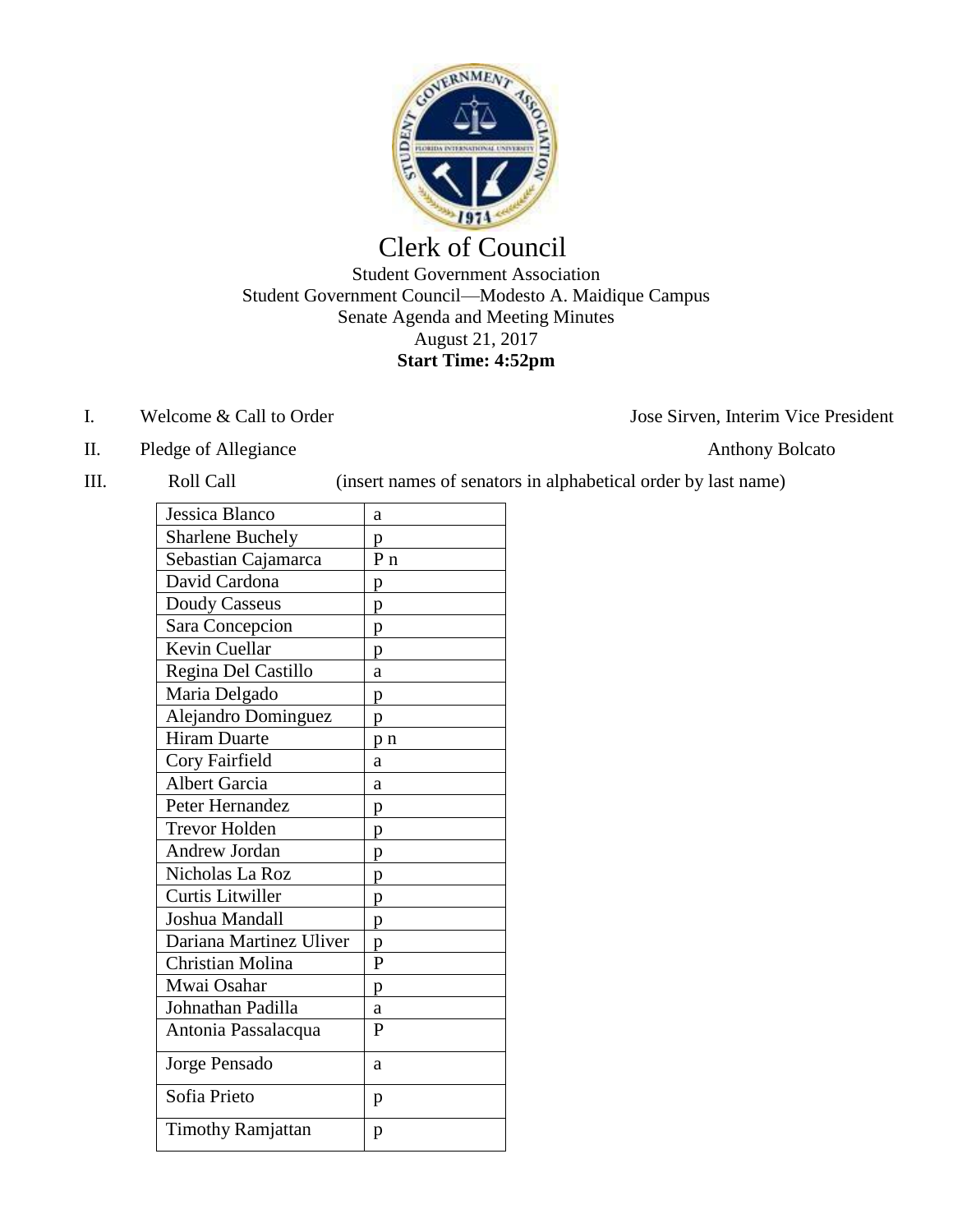# Clerk of Council

Student Government Association
Student Government Council—Modesto A. Maidique Campus
Senate Agenda and Meeting Minutes
August 21, 2017
**Start Time: 4:52pm**

I. Welcome & Call to Order — Jose Sirven, Interim Vice President

II. Pledge of Allegiance — Anthony Bolcato

III. Roll Call (insert names of senators in alphabetical order by last name)

| Name | Status |
|---|---|
| Jessica Blanco | a |
| Sharlene Buchely | p |
| Sebastian Cajamarca | P n |
| David Cardona | p |
| Doudy Casseus | p |
| Sara Concepcion | p |
| Kevin Cuellar | p |
| Regina Del Castillo | a |
| Maria Delgado | p |
| Alejandro Dominguez | p |
| Hiram Duarte | p n |
| Cory Fairfield | a |
| Albert Garcia | a |
| Peter Hernandez | p |
| Trevor Holden | p |
| Andrew Jordan | p |
| Nicholas La Roz | p |
| Curtis Litwiller | p |
| Joshua Mandall | p |
| Dariana Martinez Uliver | p |
| Christian Molina | P |
| Mwai Osahar | p |
| Johnathan Padilla | a |
| Antonia Passalacqua | P |
| Jorge Pensado | a |
| Sofia Prieto | p |
| Timothy Ramjattan | p |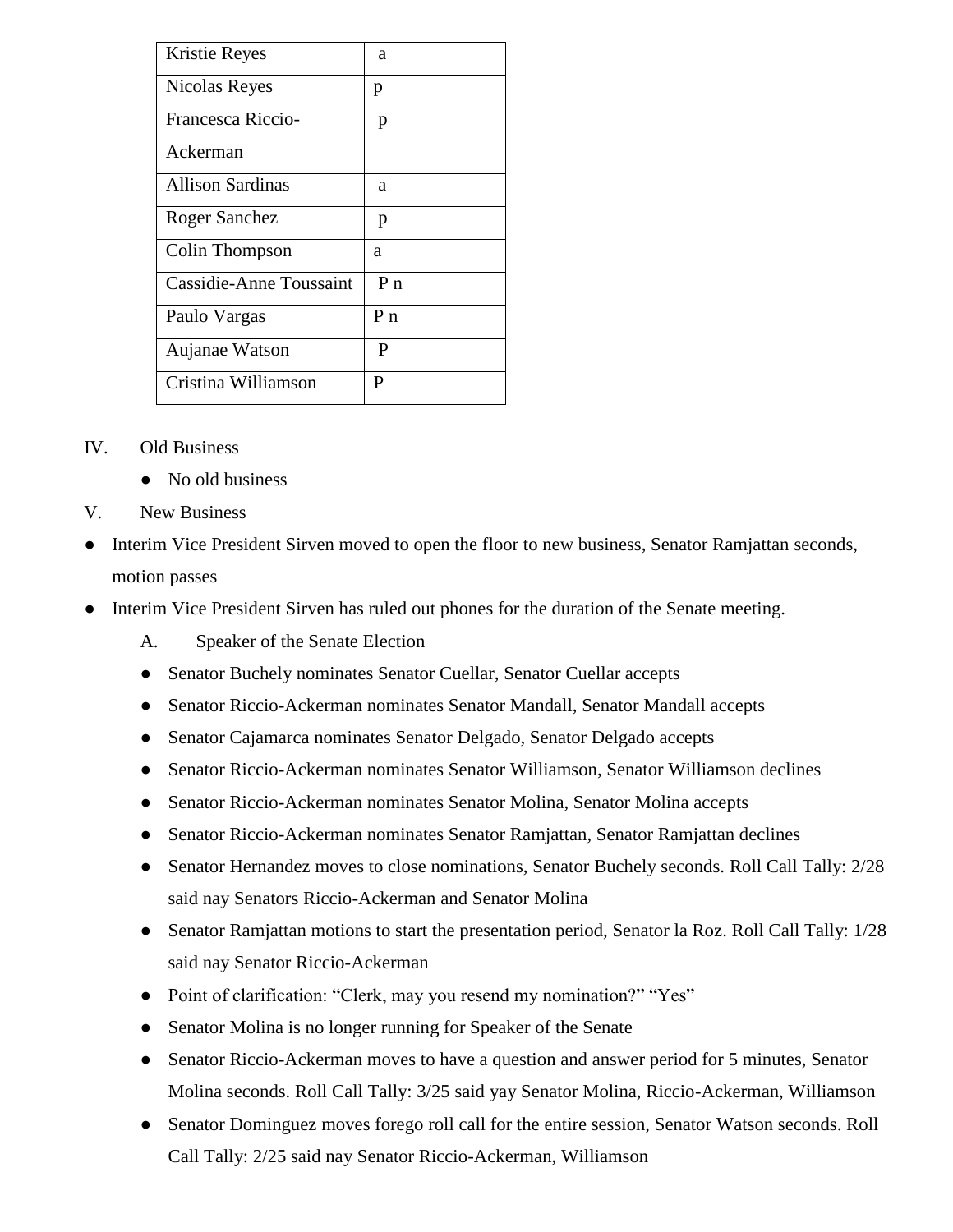| Kristie Reyes | a |
|---|---|
| Nicolas Reyes | p |
| Francesca Riccio-Ackerman | p |
| Allison Sardinas | a |
| Roger Sanchez | p |
| Colin Thompson | a |
| Cassidie-Anne Toussaint | P n |
| Paulo Vargas | P n |
| Aujanae Watson | P |
| Cristina Williamson | P |

IV. Old Business

- No old business

V. New Business

- Interim Vice President Sirven moved to open the floor to new business, Senator Ramjattan seconds, motion passes
- Interim Vice President Sirven has ruled out phones for the duration of the Senate meeting.

A. Speaker of the Senate Election

- Senator Buchely nominates Senator Cuellar, Senator Cuellar accepts
- Senator Riccio-Ackerman nominates Senator Mandall, Senator Mandall accepts
- Senator Cajamarca nominates Senator Delgado, Senator Delgado accepts
- Senator Riccio-Ackerman nominates Senator Williamson, Senator Williamson declines
- Senator Riccio-Ackerman nominates Senator Molina, Senator Molina accepts
- Senator Riccio-Ackerman nominates Senator Ramjattan, Senator Ramjattan declines
- Senator Hernandez moves to close nominations, Senator Buchely seconds. Roll Call Tally: 2/28 said nay Senators Riccio-Ackerman and Senator Molina
- Senator Ramjattan motions to start the presentation period, Senator la Roz. Roll Call Tally: 1/28 said nay Senator Riccio-Ackerman
- Point of clarification: "Clerk, may you resend my nomination?" "Yes"
- Senator Molina is no longer running for Speaker of the Senate
- Senator Riccio-Ackerman moves to have a question and answer period for 5 minutes, Senator Molina seconds. Roll Call Tally: 3/25 said yay Senator Molina, Riccio-Ackerman, Williamson
- Senator Dominguez moves forego roll call for the entire session, Senator Watson seconds. Roll Call Tally: 2/25 said nay Senator Riccio-Ackerman, Williamson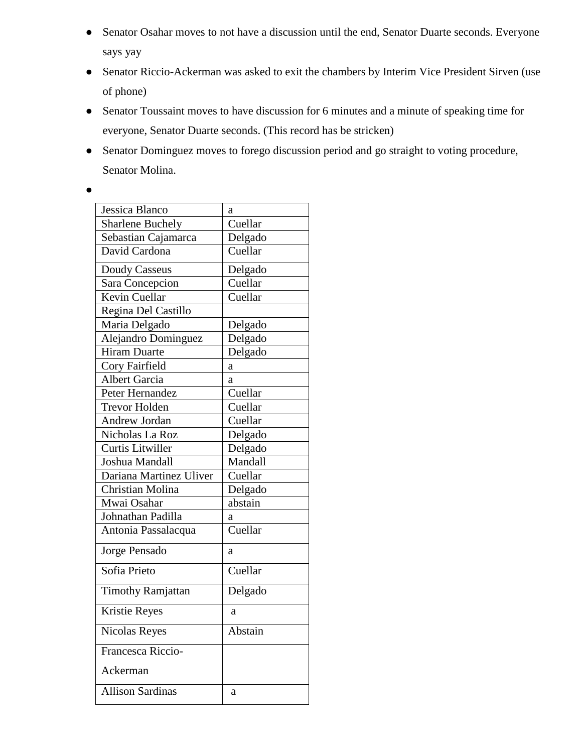- Senator Osahar moves to not have a discussion until the end, Senator Duarte seconds. Everyone says yay
- Senator Riccio-Ackerman was asked to exit the chambers by Interim Vice President Sirven (use of phone)
- Senator Toussaint moves to have discussion for 6 minutes and a minute of speaking time for everyone, Senator Duarte seconds. (This record has be stricken)
- Senator Dominguez moves to forego discussion period and go straight to voting procedure, Senator Molina.
-

| | |
|---|---|
| Jessica Blanco | a |
| Sharlene Buchely | Cuellar |
| Sebastian Cajamarca | Delgado |
| David Cardona | Cuellar |
| Doudy Casseus | Delgado |
| Sara Concepcion | Cuellar |
| Kevin Cuellar | Cuellar |
| Regina Del Castillo | |
| Maria Delgado | Delgado |
| Alejandro Dominguez | Delgado |
| Hiram Duarte | Delgado |
| Cory Fairfield | a |
| Albert Garcia | a |
| Peter Hernandez | Cuellar |
| Trevor Holden | Cuellar |
| Andrew Jordan | Cuellar |
| Nicholas La Roz | Delgado |
| Curtis Litwiller | Delgado |
| Joshua Mandall | Mandall |
| Dariana Martinez Uliver | Cuellar |
| Christian Molina | Delgado |
| Mwai Osahar | abstain |
| Johnathan Padilla | a |
| Antonia Passalacqua | Cuellar |
| Jorge Pensado | a |
| Sofia Prieto | Cuellar |
| Timothy Ramjattan | Delgado |
| Kristie Reyes | a |
| Nicolas Reyes | Abstain |
| Francesca Riccio-Ackerman | |
| Allison Sardinas | a |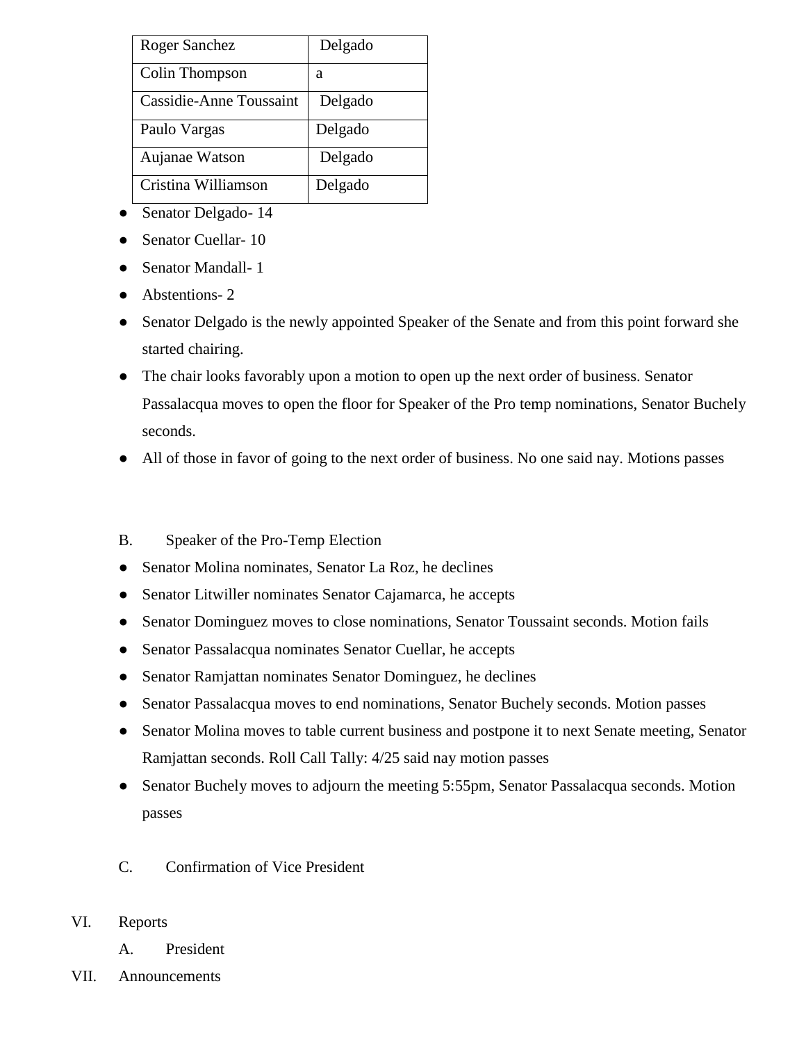| Roger Sanchez | Delgado |
|---|---|
| Colin Thompson | a |
| Cassidie-Anne Toussaint | Delgado |
| Paulo Vargas | Delgado |
| Aujanae Watson | Delgado |
| Cristina Williamson | Delgado |

- Senator Delgado- 14
- Senator Cuellar- 10
- Senator Mandall- 1
- Abstentions- 2
- Senator Delgado is the newly appointed Speaker of the Senate and from this point forward she started chairing.
- The chair looks favorably upon a motion to open up the next order of business. Senator Passalacqua moves to open the floor for Speaker of the Pro temp nominations, Senator Buchely seconds.
- All of those in favor of going to the next order of business. No one said nay. Motions passes

B. Speaker of the Pro-Temp Election

- Senator Molina nominates, Senator La Roz, he declines
- Senator Litwiller nominates Senator Cajamarca, he accepts
- Senator Dominguez moves to close nominations, Senator Toussaint seconds. Motion fails
- Senator Passalacqua nominates Senator Cuellar, he accepts
- Senator Ramjattan nominates Senator Dominguez, he declines
- Senator Passalacqua moves to end nominations, Senator Buchely seconds. Motion passes
- Senator Molina moves to table current business and postpone it to next Senate meeting, Senator Ramjattan seconds. Roll Call Tally: 4/25 said nay motion passes
- Senator Buchely moves to adjourn the meeting 5:55pm, Senator Passalacqua seconds. Motion passes

C. Confirmation of Vice President

VI. Reports

A. President

VII. Announcements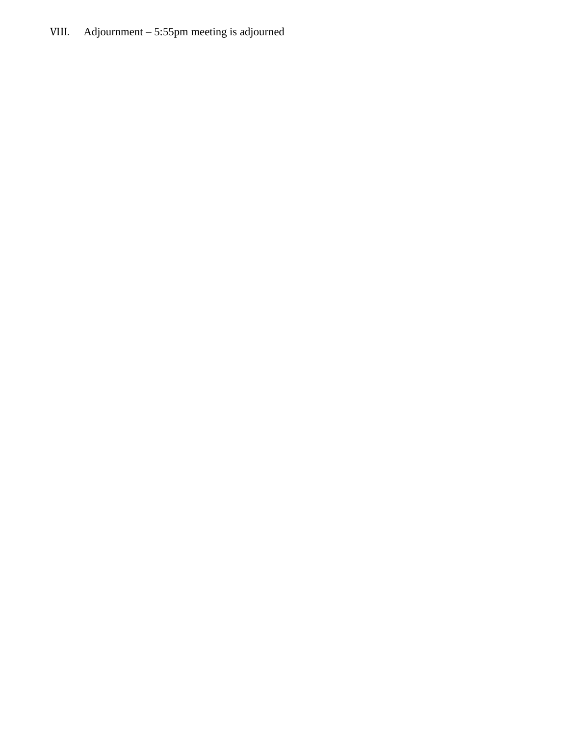VIII. Adjournment – 5:55pm meeting is adjourned